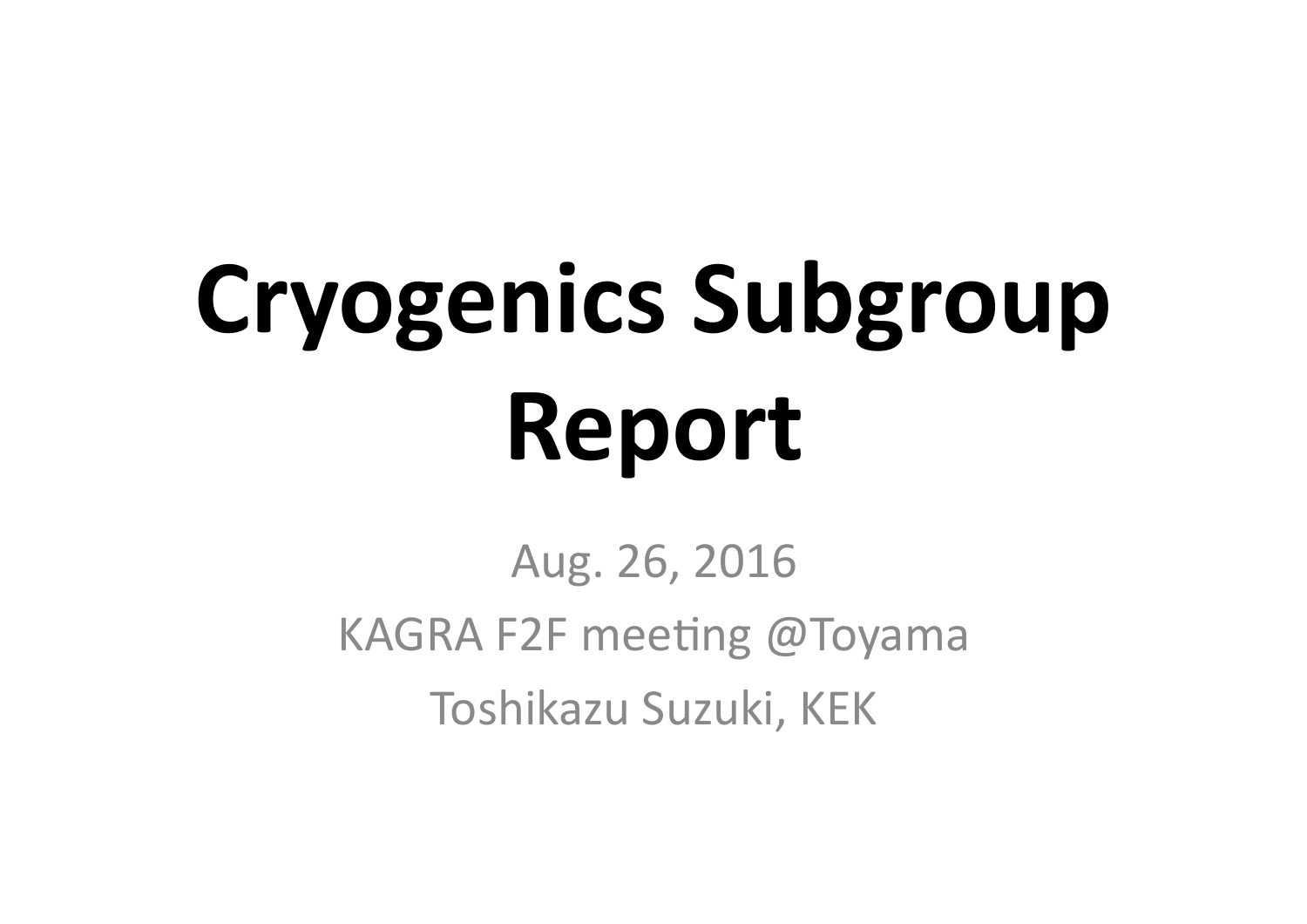# Cryogenics Subgroup Report

Aug. 26, 2016

KAGRA F2F meeting @Toyama

Toshikazu Suzuki, KEK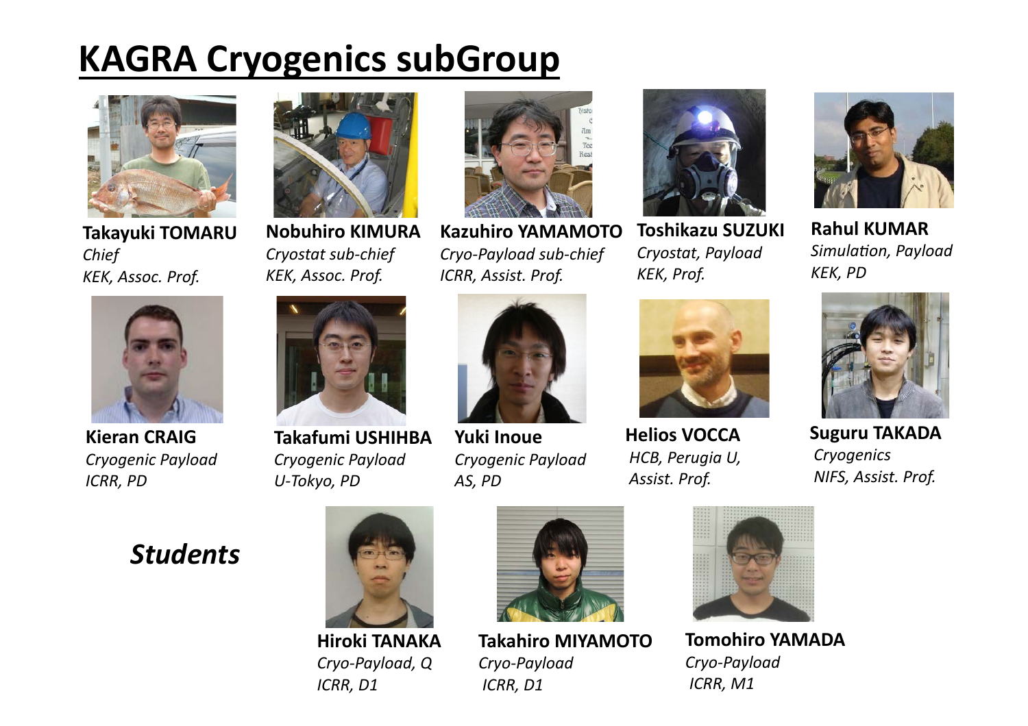# KAGRA Cryogenics subGroup

**Takayuki TOMARU**
*Chief*
*KEK, Assoc. Prof.*

**Nobuhiro KIMURA**
*Cryostat sub-chief*
*KEK, Assoc. Prof.*

**Kazuhiro YAMAMOTO**
*Cryo-Payload sub-chief*
*ICRR, Assist. Prof.*

**Toshikazu SUZUKI**
*Cryostat, Payload*
*KEK, Prof.*

**Rahul KUMAR**
*Simulation, Payload*
*KEK, PD*

**Kieran CRAIG**
*Cryogenic Payload*
*ICRR, PD*

**Takafumi USHIHBA**
*Cryogenic Payload*
*U-Tokyo, PD*

**Yuki Inoue**
*Cryogenic Payload*
*AS, PD*

**Helios VOCCA**
*HCB, Perugia U,*
*Assist. Prof.*

**Suguru TAKADA**
*Cryogenics*
*NIFS, Assist. Prof.*

## *Students*

**Hiroki TANAKA**
*Cryo-Payload, Q*
*ICRR, D1*

**Takahiro MIYAMOTO**
*Cryo-Payload*
*ICRR, D1*

**Tomohiro YAMADA**
*Cryo-Payload*
*ICRR, M1*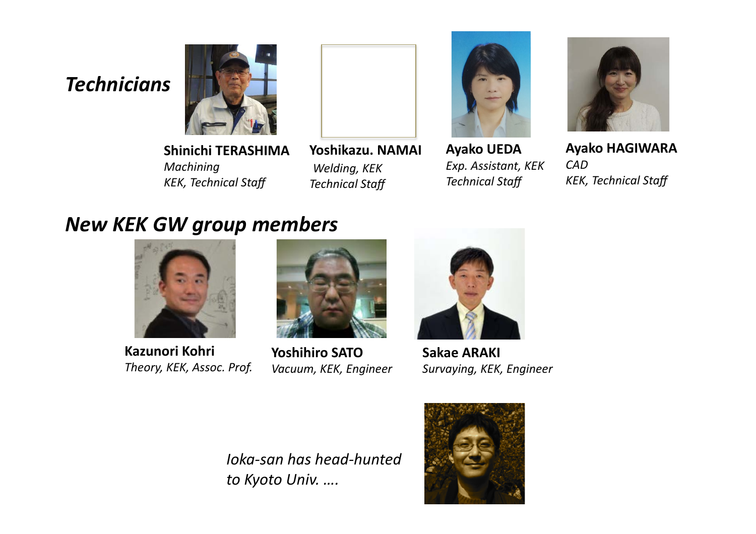## Technicians

**Shinichi TERASHIMA**
*Machining*
*KEK, Technical Staff*

**Yoshikazu. NAMAI**
*Welding, KEK*
*Technical Staff*

**Ayako UEDA**
*Exp. Assistant, KEK*
*Technical Staff*

**Ayako HAGIWARA**
*CAD*
*KEK, Technical Staff*

## New KEK GW group members

**Kazunori Kohri**
*Theory, KEK, Assoc. Prof.*

**Yoshihiro SATO**
*Vacuum, KEK, Engineer*

**Sakae ARAKI**
*Survaying, KEK, Engineer*

*Ioka-san has head-hunted to Kyoto Univ. ….*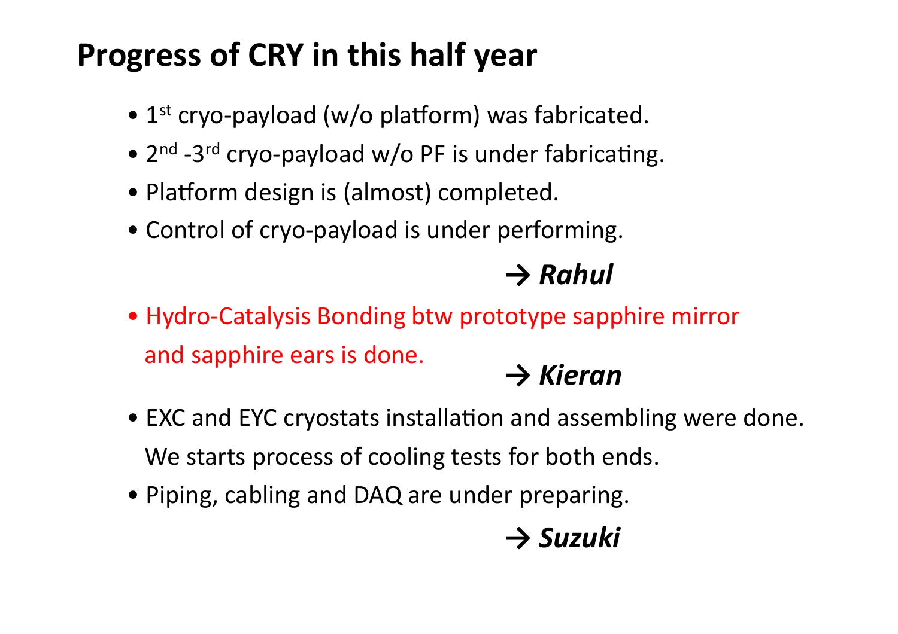# Progress of CRY in this half year

- 1st cryo-payload (w/o platform) was fabricated.
- 2nd -3rd cryo-payload w/o PF is under fabricating.
- Platform design is (almost) completed.
- Control of cryo-payload is under performing.

**→ *Rahul***

- Hydro-Catalysis Bonding btw prototype sapphire mirror and sapphire ears is done.

**→ *Kieran***

- EXC and EYC cryostats installation and assembling were done. We starts process of cooling tests for both ends.
- Piping, cabling and DAQ are under preparing.

**→ *Suzuki***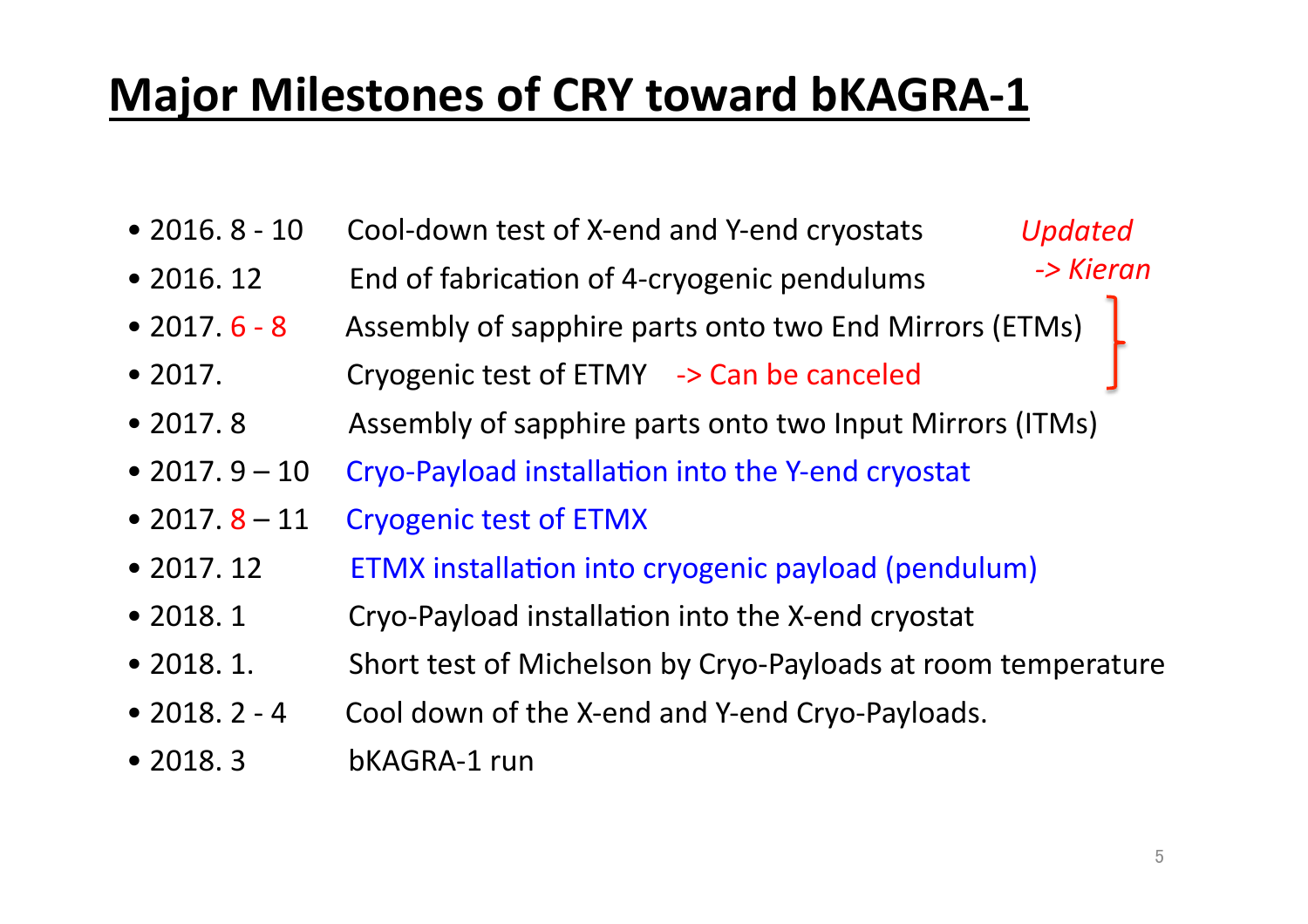# Major Milestones of CRY toward bKAGRA-1

*Updated -> Kieran*

- 2016. 8 - 10 Cool-down test of X-end and Y-end cryostats
- 2016. 12 End of fabrication of 4-cryogenic pendulums
- 2017. 6 - 8 Assembly of sapphire parts onto two End Mirrors (ETMs)
- 2017. Cryogenic test of ETMY -> Can be canceled
- 2017. 8 Assembly of sapphire parts onto two Input Mirrors (ITMs)
- 2017. 9 – 10 Cryo-Payload installation into the Y-end cryostat
- 2017. 8 – 11 Cryogenic test of ETMX
- 2017. 12 ETMX installation into cryogenic payload (pendulum)
- 2018. 1 Cryo-Payload installation into the X-end cryostat
- 2018. 1. Short test of Michelson by Cryo-Payloads at room temperature
- 2018. 2 - 4 Cool down of the X-end and Y-end Cryo-Payloads.
- 2018. 3 bKAGRA-1 run